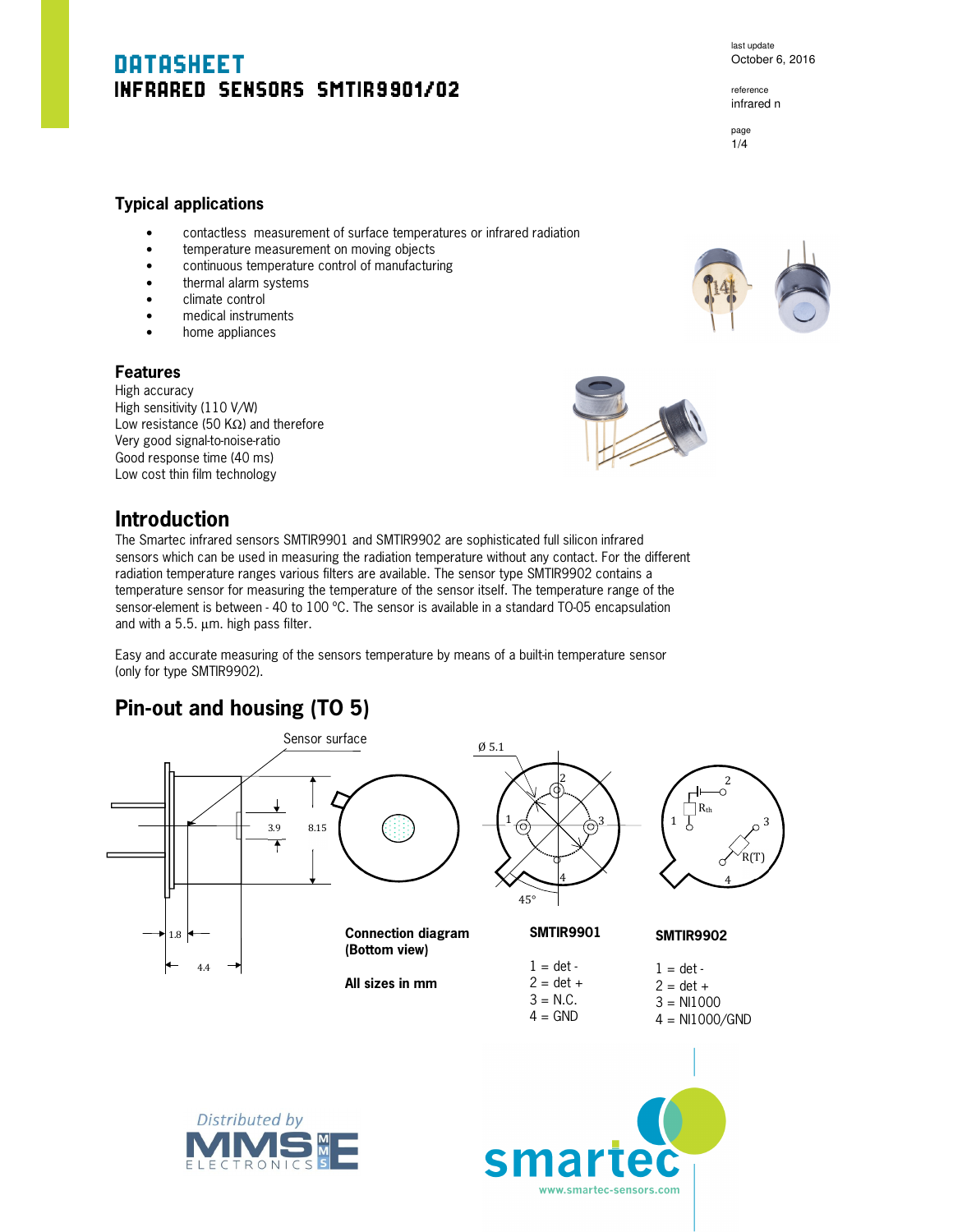# DATASHEET
## INFRARED SENSORS SMTIR9901/02

last update
October 6, 2016

reference
infrared n

### Typical applications

- contactless measurement of surface temperatures or infrared radiation
- temperature measurement on moving objects
- continuous temperature control of manufacturing
- thermal alarm systems
- climate control
- medical instruments
- home appliances

### Features

High accuracy
High sensitivity (110 V/W)
Low resistance (50 KΩ) and therefore
Very good signal-to-noise-ratio
Good response time (40 ms)
Low cost thin film technology

## Introduction

The Smartec infrared sensors SMTIR9901 and SMTIR9902 are sophisticated full silicon infrared sensors which can be used in measuring the radiation temperature without any contact. For the different radiation temperature ranges various filters are available. The sensor type SMTIR9902 contains a temperature sensor for measuring the temperature of the sensor itself. The temperature range of the sensor-element is between - 40 to 100 °C. The sensor is available in a standard TO-05 encapsulation and with a 5.5. µm. high pass filter.

Easy and accurate measuring of the sensors temperature by means of a built-in temperature sensor (only for type SMTIR9902).

## Pin-out and housing (TO 5)

Sensor surface

3.9
8.15
1.8
4.4
Ø 5.1
45°
1 2 3 4
$R_{th}$
R(T)

**Connection diagram (Bottom view)**

**All sizes in mm**

**SMTIR9901**

1 = det -
2 = det +
3 = N.C.
4 = GND

**SMTIR9902**

1 = det -
2 = det +
3 = NI1000
4 = NI1000/GND

Distributed by MMS ELECTRONICS

smartec
www.smartec-sensors.com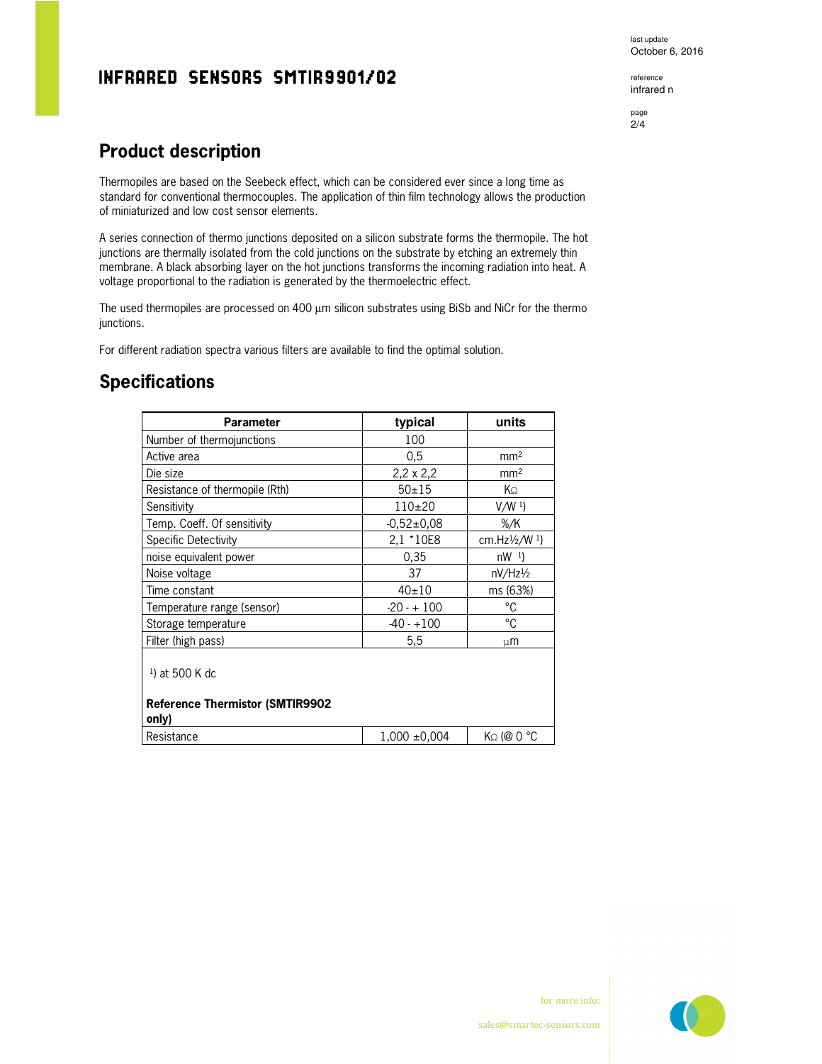# INFRARED SENSORS SMTIR9901/02

## Product description

Thermopiles are based on the Seebeck effect, which can be considered ever since a long time as standard for conventional thermocouples. The application of thin film technology allows the production of miniaturized and low cost sensor elements.

A series connection of thermo junctions deposited on a silicon substrate forms the thermopile. The hot junctions are thermally isolated from the cold junctions on the substrate by etching an extremely thin membrane. A black absorbing layer on the hot junctions transforms the incoming radiation into heat. A voltage proportional to the radiation is generated by the thermoelectric effect.

The used thermopiles are processed on 400 µm silicon substrates using BiSb and NiCr for the thermo junctions.

For different radiation spectra various filters are available to find the optimal solution.

## Specifications

| Parameter | typical | units |
|---|---|---|
| Number of thermojunctions | 100 | |
| Active area | 0,5 | $mm^2$ |
| Die size | 2,2 x 2,2 | $mm^2$ |
| Resistance of thermopile (Rth) | 50±15 | KΩ |
| Sensitivity | 110±20 | V/W [1]) |
| Temp. Coeff. Of sensitivity | -0,52±0,08 | %/K |
| Specific Detectivity | 2,1 *10E8 | cm.Hz½/W [1]) |
| noise equivalent power | 0,35 | nW [1]) |
| Noise voltage | 37 | nV/Hz½ |
| Time constant | 40±10 | ms (63%) |
| Temperature range (sensor) | -20 - + 100 | °C |
| Storage temperature | -40 - +100 | °C |
| Filter (high pass) | 5,5 | µm |
| [1]) at 500 K dc | | |
| **Reference Thermistor (SMTIR9902 only)** | | |
| Resistance | 1,000 ±0,004 | KΩ (@ 0 °C |

for more info:

sales@smartec-sensors.com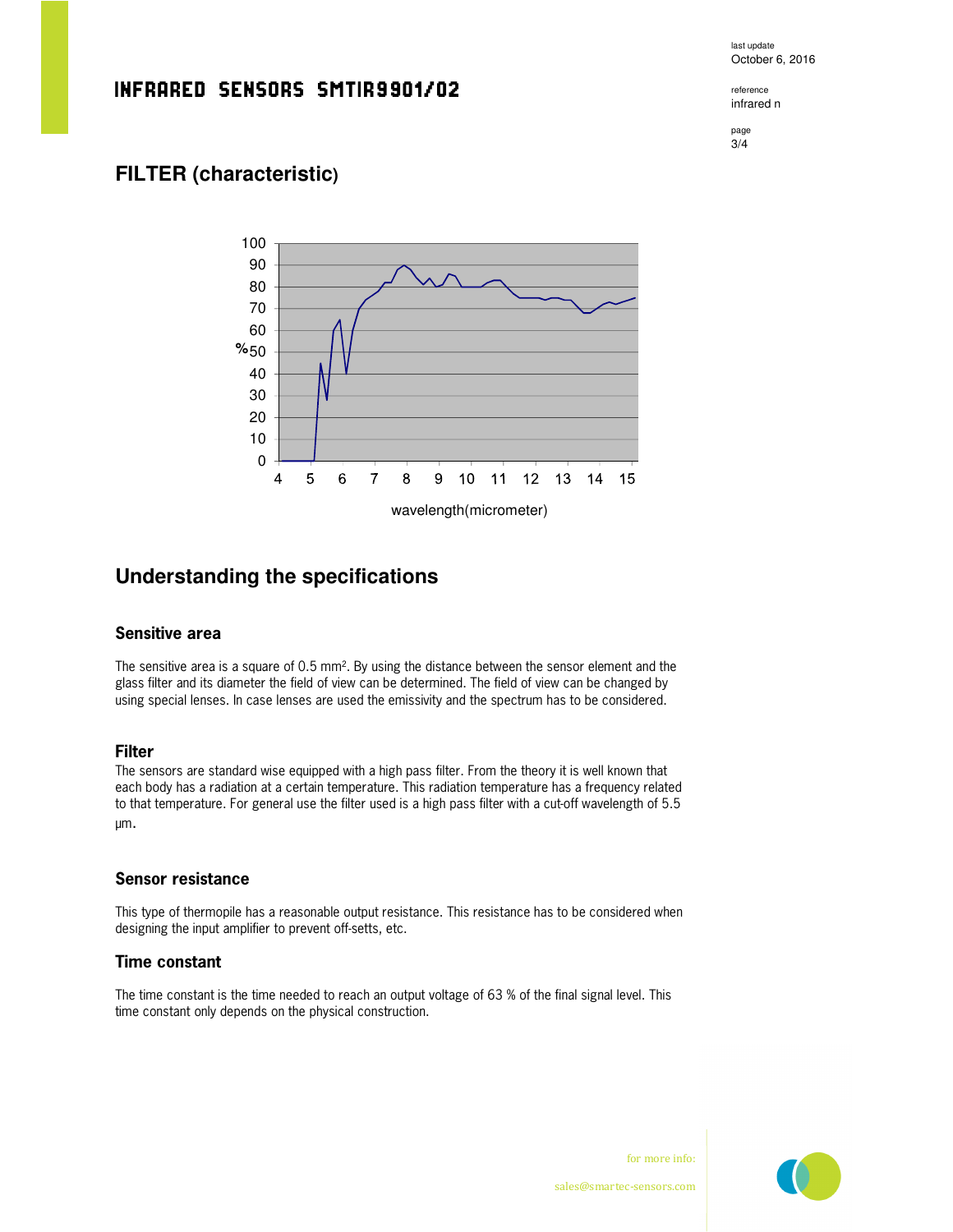## FILTER (characteristic)

100
90
80
70
60
%50
40
30
20
10
0
4 5 6 7 8 9 10 11 12 13 14 15

wavelength(micrometer)

## Understanding the specifications

### Sensitive area

The sensitive area is a square of 0.5 mm². By using the distance between the sensor element and the glass filter and its diameter the field of view can be determined. The field of view can be changed by using special lenses. In case lenses are used the emissivity and the spectrum has to be considered.

### Filter

The sensors are standard wise equipped with a high pass filter. From the theory it is well known that each body has a radiation at a certain temperature. This radiation temperature has a frequency related to that temperature. For general use the filter used is a high pass filter with a cut-off wavelength of 5.5 µm.

### Sensor resistance

This type of thermopile has a reasonable output resistance. This resistance has to be considered when designing the input amplifier to prevent off-setts, etc.

### Time constant

The time constant is the time needed to reach an output voltage of 63 % of the final signal level. This time constant only depends on the physical construction.

for more info:

sales@smartec-sensors.com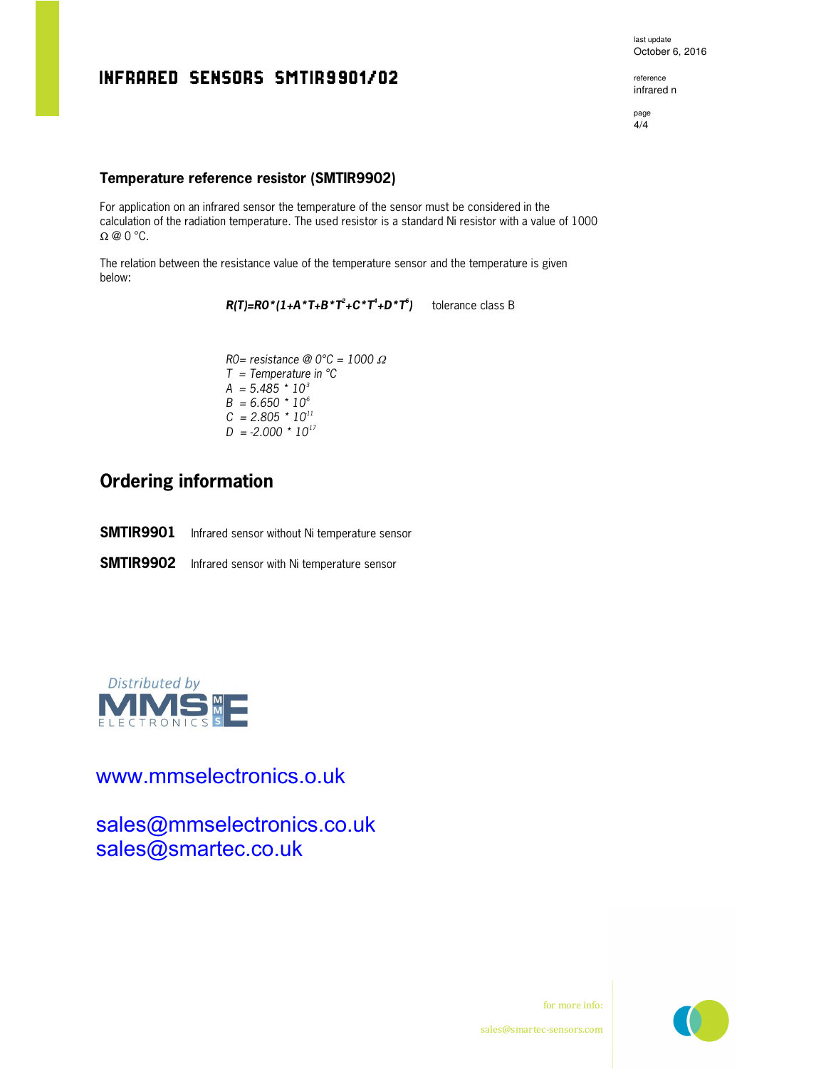## Temperature reference resistor (SMTIR9902)

For application on an infrared sensor the temperature of the sensor must be considered in the calculation of the radiation temperature. The used resistor is a standard Ni resistor with a value of 1000 Ω @ 0 °C.

The relation between the resistance value of the temperature sensor and the temperature is given below:

$$R(T)=R0*(1+A*T+B*T^2+C*T^4+D*T^6)$$ tolerance class B

*R0= resistance @ 0°C = 1000 Ω*
*T = Temperature in °C*
$A = 5.485 * 10^3$
$B = 6.650 * 10^6$
$C = 2.805 * 10^{11}$
$D = -2.000 * 10^{17}$

## Ordering information

**SMTIR9901** Infrared sensor without Ni temperature sensor

**SMTIR9902** Infrared sensor with Ni temperature sensor

Distributed by MMS ELECTRONICS

www.mmselectronics.o.uk

sales@mmselectronics.co.uk
sales@smartec.co.uk

for more info:
sales@smartec-sensors.com